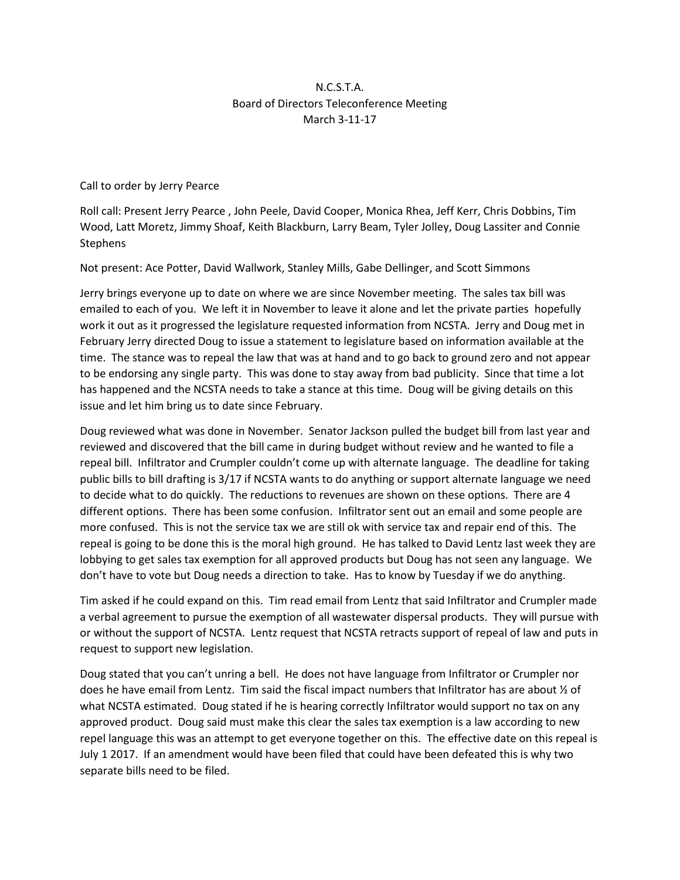N.C.S.T.A.  
Board of Directors Teleconference Meeting  
March 3-11-17

Call to order by Jerry Pearce

Roll call: Present Jerry Pearce , John Peele, David Cooper, Monica Rhea, Jeff Kerr, Chris Dobbins, Tim Wood, Latt Moretz, Jimmy Shoaf, Keith Blackburn, Larry Beam, Tyler Jolley, Doug Lassiter and Connie Stephens

Not present: Ace Potter, David Wallwork, Stanley Mills, Gabe Dellinger, and Scott Simmons

Jerry brings everyone up to date on where we are since November meeting. The sales tax bill was emailed to each of you. We left it in November to leave it alone and let the private parties hopefully work it out as it progressed the legislature requested information from NCSTA. Jerry and Doug met in February Jerry directed Doug to issue a statement to legislature based on information available at the time. The stance was to repeal the law that was at hand and to go back to ground zero and not appear to be endorsing any single party. This was done to stay away from bad publicity. Since that time a lot has happened and the NCSTA needs to take a stance at this time. Doug will be giving details on this issue and let him bring us to date since February.

Doug reviewed what was done in November. Senator Jackson pulled the budget bill from last year and reviewed and discovered that the bill came in during budget without review and he wanted to file a repeal bill. Infiltrator and Crumpler couldn't come up with alternate language. The deadline for taking public bills to bill drafting is 3/17 if NCSTA wants to do anything or support alternate language we need to decide what to do quickly. The reductions to revenues are shown on these options. There are 4 different options. There has been some confusion. Infiltrator sent out an email and some people are more confused. This is not the service tax we are still ok with service tax and repair end of this. The repeal is going to be done this is the moral high ground. He has talked to David Lentz last week they are lobbying to get sales tax exemption for all approved products but Doug has not seen any language. We don't have to vote but Doug needs a direction to take. Has to know by Tuesday if we do anything.

Tim asked if he could expand on this. Tim read email from Lentz that said Infiltrator and Crumpler made a verbal agreement to pursue the exemption of all wastewater dispersal products. They will pursue with or without the support of NCSTA. Lentz request that NCSTA retracts support of repeal of law and puts in request to support new legislation.

Doug stated that you can't unring a bell. He does not have language from Infiltrator or Crumpler nor does he have email from Lentz. Tim said the fiscal impact numbers that Infiltrator has are about ½ of what NCSTA estimated. Doug stated if he is hearing correctly Infiltrator would support no tax on any approved product. Doug said must make this clear the sales tax exemption is a law according to new repel language this was an attempt to get everyone together on this. The effective date on this repeal is July 1 2017. If an amendment would have been filed that could have been defeated this is why two separate bills need to be filed.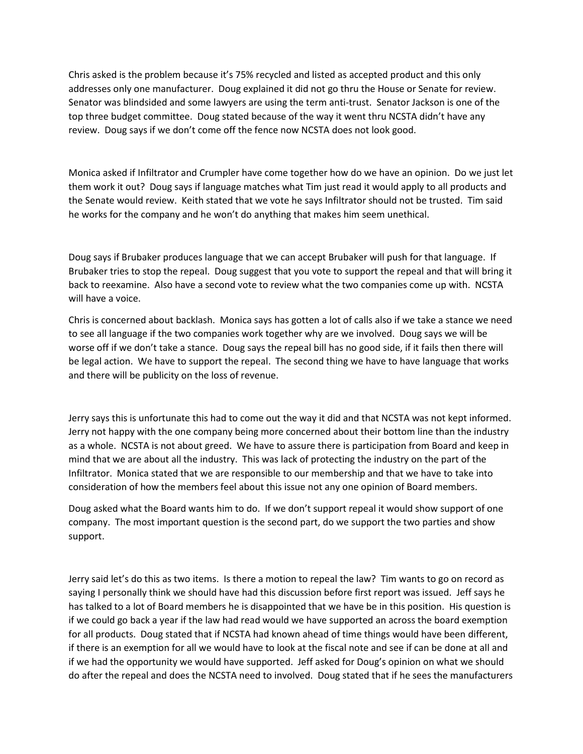Chris asked is the problem because it's 75% recycled and listed as accepted product and this only addresses only one manufacturer. Doug explained it did not go thru the House or Senate for review. Senator was blindsided and some lawyers are using the term anti-trust. Senator Jackson is one of the top three budget committee. Doug stated because of the way it went thru NCSTA didn't have any review. Doug says if we don't come off the fence now NCSTA does not look good.

Monica asked if Infiltrator and Crumpler have come together how do we have an opinion. Do we just let them work it out? Doug says if language matches what Tim just read it would apply to all products and the Senate would review. Keith stated that we vote he says Infiltrator should not be trusted. Tim said he works for the company and he won't do anything that makes him seem unethical.

Doug says if Brubaker produces language that we can accept Brubaker will push for that language. If Brubaker tries to stop the repeal. Doug suggest that you vote to support the repeal and that will bring it back to reexamine. Also have a second vote to review what the two companies come up with. NCSTA will have a voice.

Chris is concerned about backlash. Monica says has gotten a lot of calls also if we take a stance we need to see all language if the two companies work together why are we involved. Doug says we will be worse off if we don't take a stance. Doug says the repeal bill has no good side, if it fails then there will be legal action. We have to support the repeal. The second thing we have to have language that works and there will be publicity on the loss of revenue.

Jerry says this is unfortunate this had to come out the way it did and that NCSTA was not kept informed. Jerry not happy with the one company being more concerned about their bottom line than the industry as a whole. NCSTA is not about greed. We have to assure there is participation from Board and keep in mind that we are about all the industry. This was lack of protecting the industry on the part of the Infiltrator. Monica stated that we are responsible to our membership and that we have to take into consideration of how the members feel about this issue not any one opinion of Board members.

Doug asked what the Board wants him to do. If we don't support repeal it would show support of one company. The most important question is the second part, do we support the two parties and show support.

Jerry said let's do this as two items. Is there a motion to repeal the law? Tim wants to go on record as saying I personally think we should have had this discussion before first report was issued. Jeff says he has talked to a lot of Board members he is disappointed that we have be in this position. His question is if we could go back a year if the law had read would we have supported an across the board exemption for all products. Doug stated that if NCSTA had known ahead of time things would have been different, if there is an exemption for all we would have to look at the fiscal note and see if can be done at all and if we had the opportunity we would have supported. Jeff asked for Doug's opinion on what we should do after the repeal and does the NCSTA need to involved. Doug stated that if he sees the manufacturers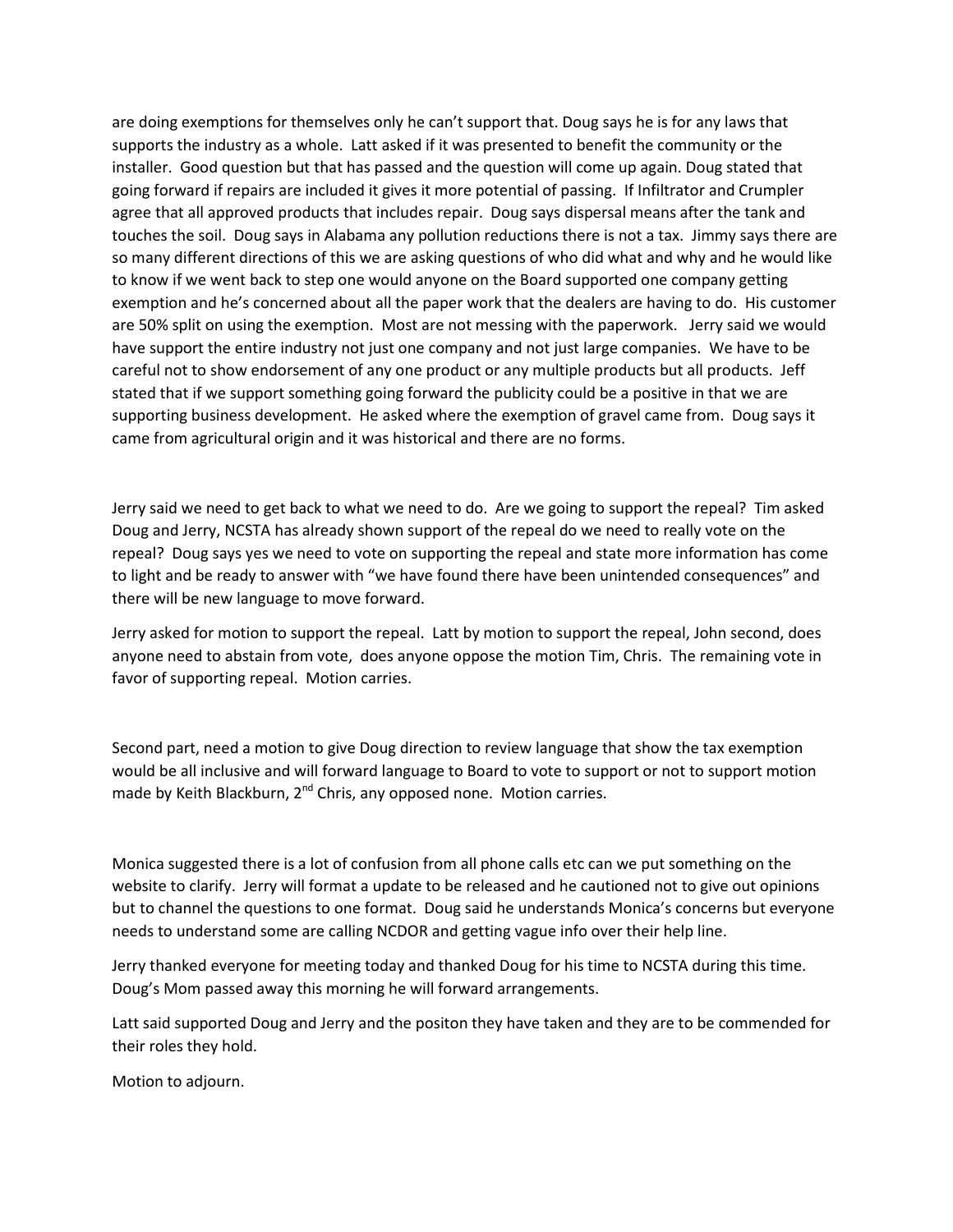are doing exemptions for themselves only he can't support that. Doug says he is for any laws that supports the industry as a whole. Latt asked if it was presented to benefit the community or the installer. Good question but that has passed and the question will come up again. Doug stated that going forward if repairs are included it gives it more potential of passing. If Infiltrator and Crumpler agree that all approved products that includes repair. Doug says dispersal means after the tank and touches the soil. Doug says in Alabama any pollution reductions there is not a tax. Jimmy says there are so many different directions of this we are asking questions of who did what and why and he would like to know if we went back to step one would anyone on the Board supported one company getting exemption and he's concerned about all the paper work that the dealers are having to do. His customer are 50% split on using the exemption. Most are not messing with the paperwork. Jerry said we would have support the entire industry not just one company and not just large companies. We have to be careful not to show endorsement of any one product or any multiple products but all products. Jeff stated that if we support something going forward the publicity could be a positive in that we are supporting business development. He asked where the exemption of gravel came from. Doug says it came from agricultural origin and it was historical and there are no forms.

Jerry said we need to get back to what we need to do. Are we going to support the repeal? Tim asked Doug and Jerry, NCSTA has already shown support of the repeal do we need to really vote on the repeal? Doug says yes we need to vote on supporting the repeal and state more information has come to light and be ready to answer with "we have found there have been unintended consequences" and there will be new language to move forward.

Jerry asked for motion to support the repeal. Latt by motion to support the repeal, John second, does anyone need to abstain from vote, does anyone oppose the motion Tim, Chris. The remaining vote in favor of supporting repeal. Motion carries.

Second part, need a motion to give Doug direction to review language that show the tax exemption would be all inclusive and will forward language to Board to vote to support or not to support motion made by Keith Blackburn, 2nd Chris, any opposed none. Motion carries.

Monica suggested there is a lot of confusion from all phone calls etc can we put something on the website to clarify. Jerry will format a update to be released and he cautioned not to give out opinions but to channel the questions to one format. Doug said he understands Monica's concerns but everyone needs to understand some are calling NCDOR and getting vague info over their help line.

Jerry thanked everyone for meeting today and thanked Doug for his time to NCSTA during this time. Doug's Mom passed away this morning he will forward arrangements.

Latt said supported Doug and Jerry and the positon they have taken and they are to be commended for their roles they hold.

Motion to adjourn.